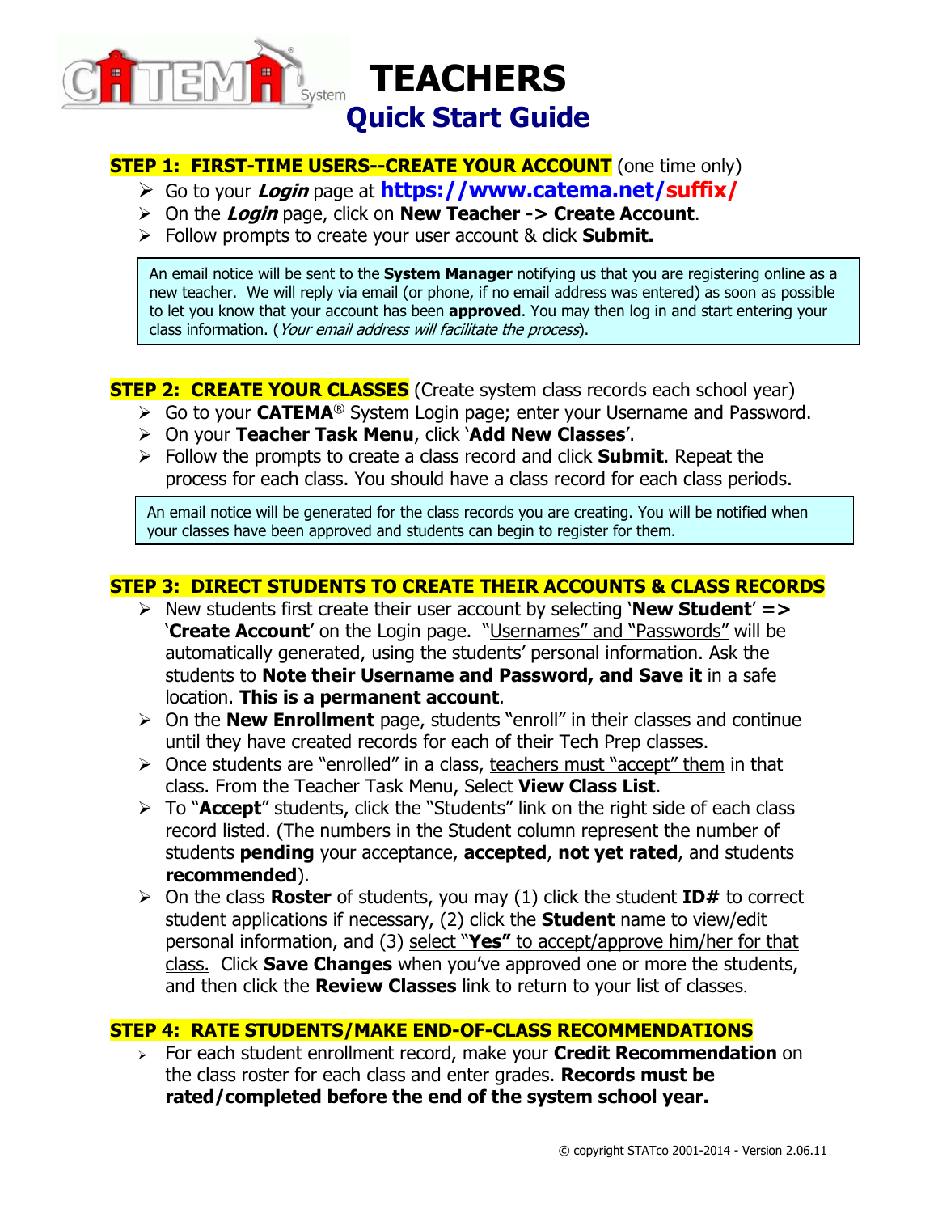# CATEMA System TEACHERS Quick Start Guide

## STEP 1: FIRST-TIME USERS--CREATE YOUR ACCOUNT (one time only)

- Go to your ***Login*** page at **https://www.catema.net/suffix/**
- On the ***Login*** page, click on **New Teacher -> Create Account**.
- Follow prompts to create your user account & click **Submit.**

> An email notice will be sent to the **System Manager** notifying us that you are registering online as a new teacher. We will reply via email (or phone, if no email address was entered) as soon as possible to let you know that your account has been **approved**. You may then log in and start entering your class information. (*Your email address will facilitate the process*).

## STEP 2: CREATE YOUR CLASSES (Create system class records each school year)

- Go to your **CATEMA**® System Login page; enter your Username and Password.
- On your **Teacher Task Menu**, click '**Add New Classes**'.
- Follow the prompts to create a class record and click **Submit**. Repeat the process for each class. You should have a class record for each class periods.

> An email notice will be generated for the class records you are creating. You will be notified when your classes have been approved and students can begin to register for them.

## STEP 3: DIRECT STUDENTS TO CREATE THEIR ACCOUNTS & CLASS RECORDS

- New students first create their user account by selecting '**New Student**' **=>** '**Create Account**' on the Login page. "Usernames" and "Passwords" will be automatically generated, using the students' personal information. Ask the students to **Note their Username and Password, and Save it** in a safe location. **This is a permanent account**.
- On the **New Enrollment** page, students "enroll" in their classes and continue until they have created records for each of their Tech Prep classes.
- Once students are "enrolled" in a class, teachers must "accept" them in that class. From the Teacher Task Menu, Select **View Class List**.
- To "**Accept**" students, click the "Students" link on the right side of each class record listed. (The numbers in the Student column represent the number of students **pending** your acceptance, **accepted**, **not yet rated**, and students **recommended**).
- On the class **Roster** of students, you may (1) click the student **ID#** to correct student applications if necessary, (2) click the **Student** name to view/edit personal information, and (3) select "**Yes"** to accept/approve him/her for that class. Click **Save Changes** when you've approved one or more the students, and then click the **Review Classes** link to return to your list of classes.

## STEP 4: RATE STUDENTS/MAKE END-OF-CLASS RECOMMENDATIONS

- For each student enrollment record, make your **Credit Recommendation** on the class roster for each class and enter grades. **Records must be rated/completed before the end of the system school year.**

© copyright STATco 2001-2014 - Version 2.06.11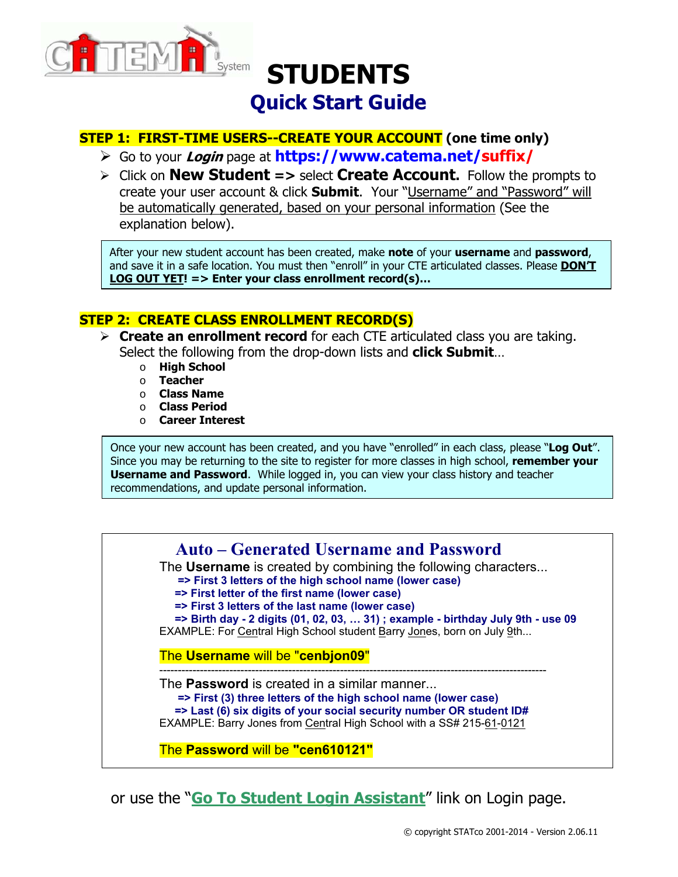# STUDENTS

## Quick Start Guide

### STEP 1: FIRST-TIME USERS--CREATE YOUR ACCOUNT (one time only)

- Go to your ***Login*** page at **https://www.catema.net/suffix/**
- Click on **New Student => ** select **Create Account.** Follow the prompts to create your user account & click **Submit**. Your "Username" and "Password" will be automatically generated, based on your personal information (See the explanation below).

> After your new student account has been created, make **note** of your **username** and **password**, and save it in a safe location. You must then "enroll" in your CTE articulated classes. Please **DON'T LOG OUT YET! => Enter your class enrollment record(s)...**

### STEP 2: CREATE CLASS ENROLLMENT RECORD(S)

- **Create an enrollment record** for each CTE articulated class you are taking. Select the following from the drop-down lists and **click Submit**...
  - **High School**
  - **Teacher**
  - **Class Name**
  - **Class Period**
  - **Career Interest**

> Once your new account has been created, and you have "enrolled" in each class, please "**Log Out**". Since you may be returning to the site to register for more classes in high school, **remember your Username and Password**. While logged in, you can view your class history and teacher recommendations, and update personal information.

### Auto – Generated Username and Password

The **Username** is created by combining the following characters...

**=> First 3 letters of the high school name (lower case)**
**=> First letter of the first name (lower case)**
**=> First 3 letters of the last name (lower case)**
**=> Birth day - 2 digits (01, 02, 03, … 31) ; example - birthday July 9th - use 09**

EXAMPLE: For Central High School student Barry Jones, born on July 9th...

The **Username** will be **"cenbjon09"**

---

The **Password** is created in a similar manner...

**=> First (3) three letters of the high school name (lower case)**
**=> Last (6) six digits of your social security number OR student ID#**

EXAMPLE: Barry Jones from Central High School with a SS# 215-61-0121

The **Password** will be **"cen610121"**

or use the "**Go To Student Login Assistant**" link on Login page.

© copyright STATco 2001-2014 - Version 2.06.11